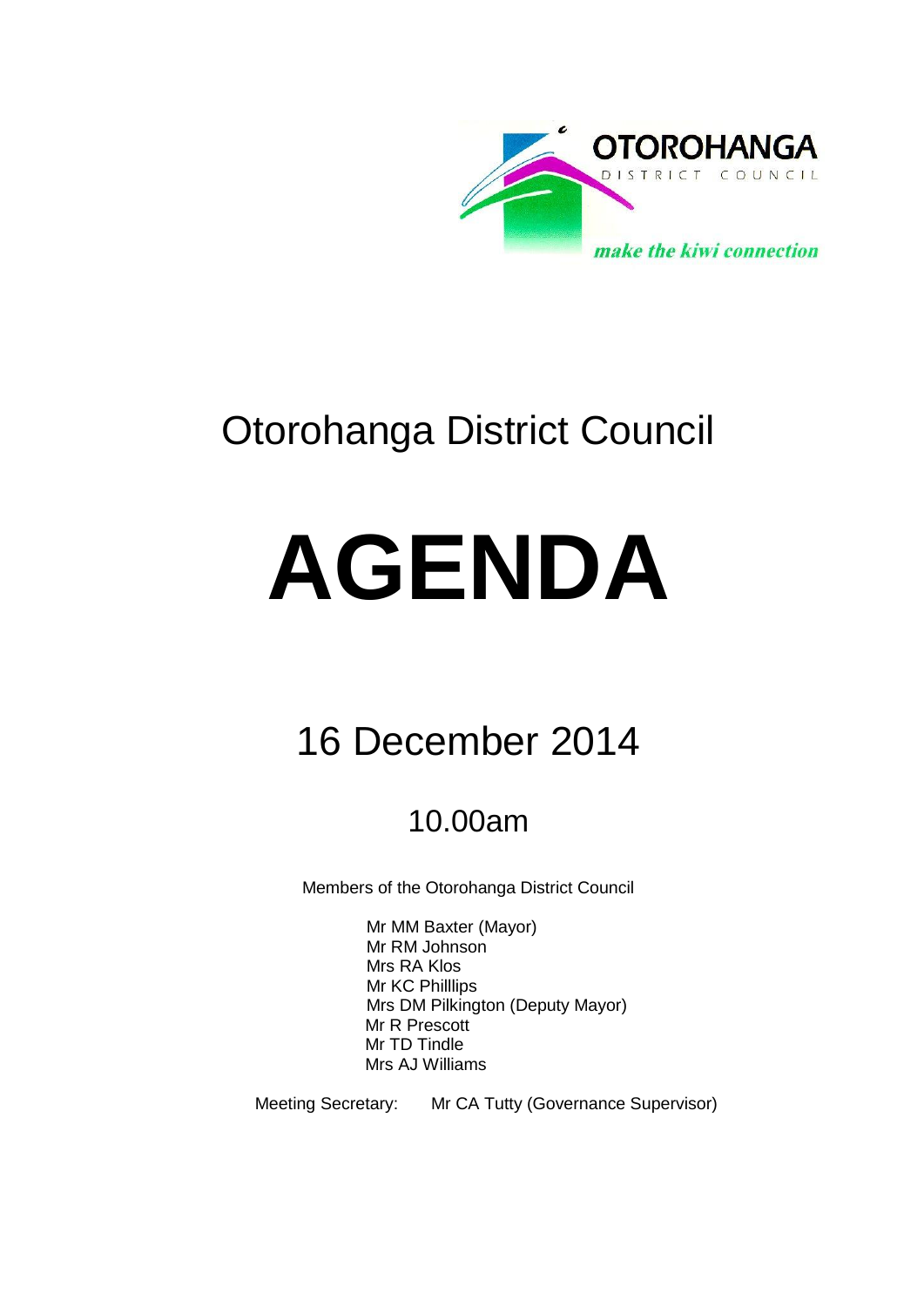OTOROHANGA

DISTRICT COUNCIL

*make the kiwi connection*

# Otorohanga District Council

# AGENDA

## 16 December 2014

### 10.00am

Members of the Otorohanga District Council

Mr MM Baxter (Mayor)
Mr RM Johnson
Mrs RA Klos
Mr KC Philllips
Mrs DM Pilkington (Deputy Mayor)
Mr R Prescott
Mr TD Tindle
Mrs AJ Williams

Meeting Secretary: Mr CA Tutty (Governance Supervisor)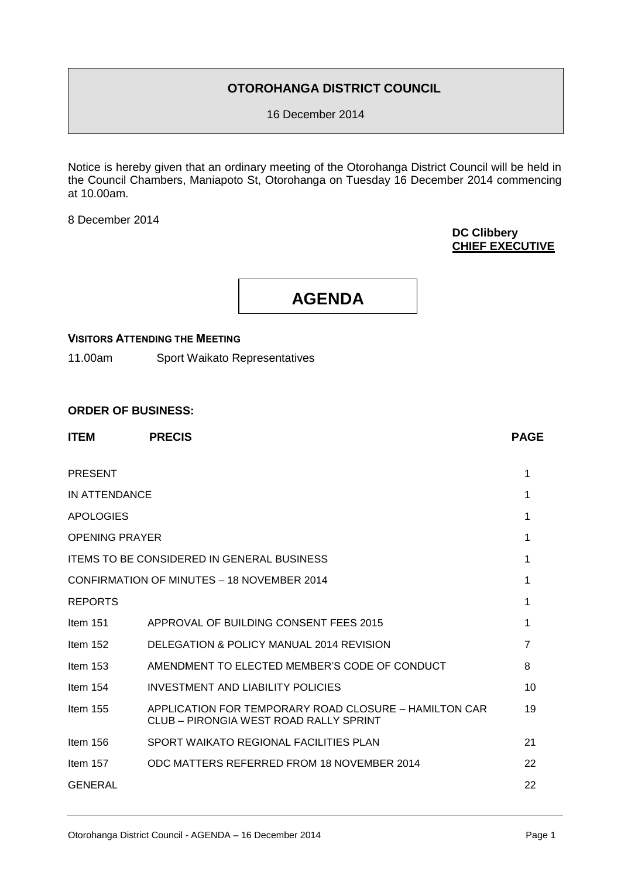# OTOROHANGA DISTRICT COUNCIL

16 December 2014

Notice is hereby given that an ordinary meeting of the Otorohanga District Council will be held in the Council Chambers, Maniapoto St, Otorohanga on Tuesday 16 December 2014 commencing at 10.00am.

8 December 2014

**DC Clibbery**
**CHIEF EXECUTIVE**

# AGENDA

**VISITORS ATTENDING THE MEETING**

11.00am Sport Waikato Representatives

**ORDER OF BUSINESS:**

| ITEM | PRECIS | PAGE |
|---|---|---|
| PRESENT | | 1 |
| IN ATTENDANCE | | 1 |
| APOLOGIES | | 1 |
| OPENING PRAYER | | 1 |
| ITEMS TO BE CONSIDERED IN GENERAL BUSINESS | | 1 |
| CONFIRMATION OF MINUTES – 18 NOVEMBER 2014 | | 1 |
| REPORTS | | 1 |
| Item 151 | APPROVAL OF BUILDING CONSENT FEES 2015 | 1 |
| Item 152 | DELEGATION & POLICY MANUAL 2014 REVISION | 7 |
| Item 153 | AMENDMENT TO ELECTED MEMBER'S CODE OF CONDUCT | 8 |
| Item 154 | INVESTMENT AND LIABILITY POLICIES | 10 |
| Item 155 | APPLICATION FOR TEMPORARY ROAD CLOSURE – HAMILTON CAR CLUB – PIRONGIA WEST ROAD RALLY SPRINT | 19 |
| Item 156 | SPORT WAIKATO REGIONAL FACILITIES PLAN | 21 |
| Item 157 | ODC MATTERS REFERRED FROM 18 NOVEMBER 2014 | 22 |
| GENERAL | | 22 |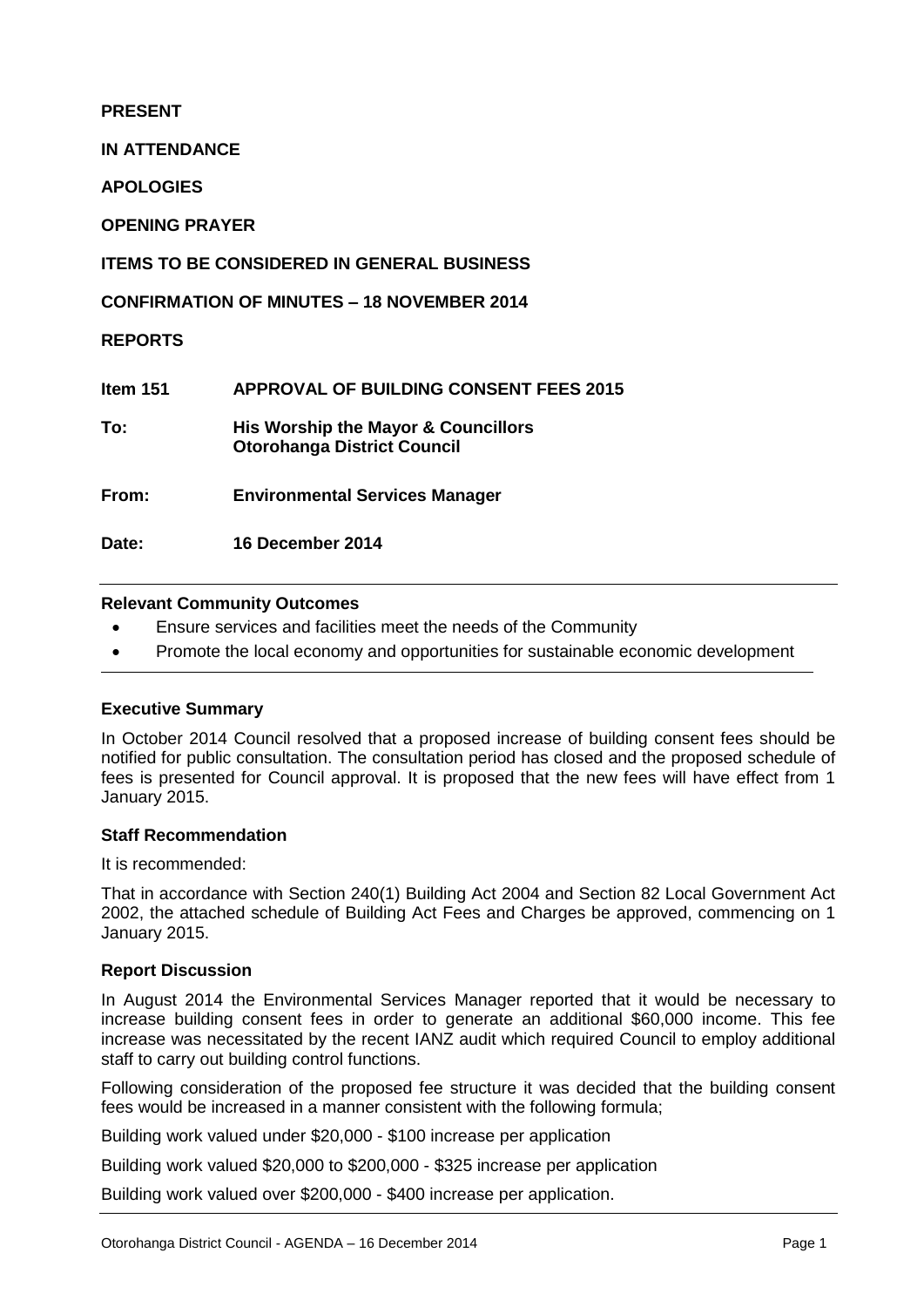**PRESENT**

**IN ATTENDANCE**

**APOLOGIES**

**OPENING PRAYER**

**ITEMS TO BE CONSIDERED IN GENERAL BUSINESS**

**CONFIRMATION OF MINUTES – 18 NOVEMBER 2014**

**REPORTS**

| | |
|---|---|
| **Item 151** | **APPROVAL OF BUILDING CONSENT FEES 2015** |
| **To:** | **His Worship the Mayor & Councillors**<br>**Otorohanga District Council** |
| **From:** | **Environmental Services Manager** |
| **Date:** | **16 December 2014** |

**Relevant Community Outcomes**

- Ensure services and facilities meet the needs of the Community
- Promote the local economy and opportunities for sustainable economic development

**Executive Summary**

In October 2014 Council resolved that a proposed increase of building consent fees should be notified for public consultation. The consultation period has closed and the proposed schedule of fees is presented for Council approval. It is proposed that the new fees will have effect from 1 January 2015.

**Staff Recommendation**

It is recommended:

That in accordance with Section 240(1) Building Act 2004 and Section 82 Local Government Act 2002, the attached schedule of Building Act Fees and Charges be approved, commencing on 1 January 2015.

**Report Discussion**

In August 2014 the Environmental Services Manager reported that it would be necessary to increase building consent fees in order to generate an additional $60,000 income. This fee increase was necessitated by the recent IANZ audit which required Council to employ additional staff to carry out building control functions.

Following consideration of the proposed fee structure it was decided that the building consent fees would be increased in a manner consistent with the following formula;

Building work valued under $20,000 - $100 increase per application

Building work valued $20,000 to $200,000 - $325 increase per application

Building work valued over $200,000 - $400 increase per application.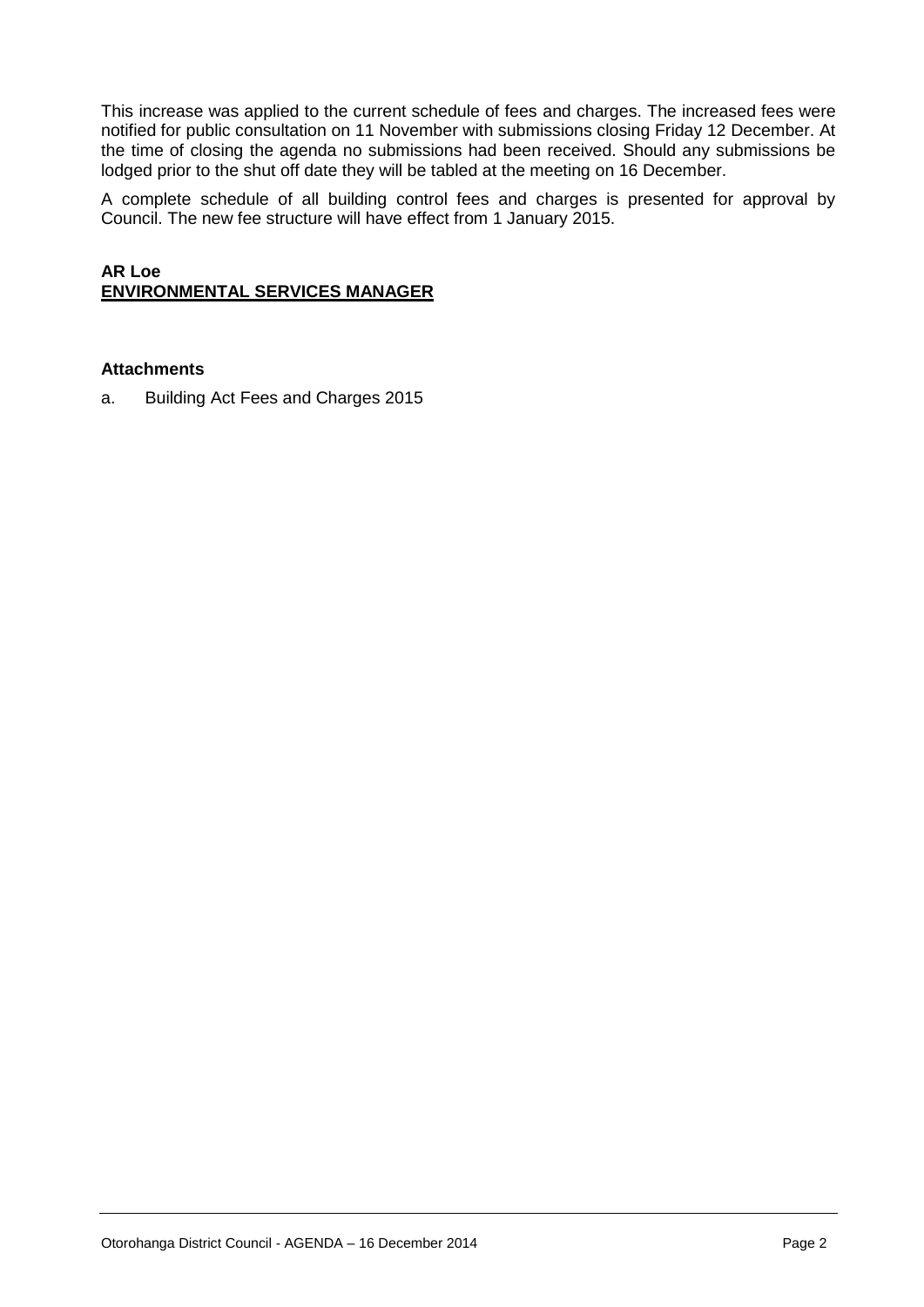This increase was applied to the current schedule of fees and charges. The increased fees were notified for public consultation on 11 November with submissions closing Friday 12 December. At the time of closing the agenda no submissions had been received. Should any submissions be lodged prior to the shut off date they will be tabled at the meeting on 16 December.

A complete schedule of all building control fees and charges is presented for approval by Council. The new fee structure will have effect from 1 January 2015.

**AR Loe**
**ENVIRONMENTAL SERVICES MANAGER**

**Attachments**

a. Building Act Fees and Charges 2015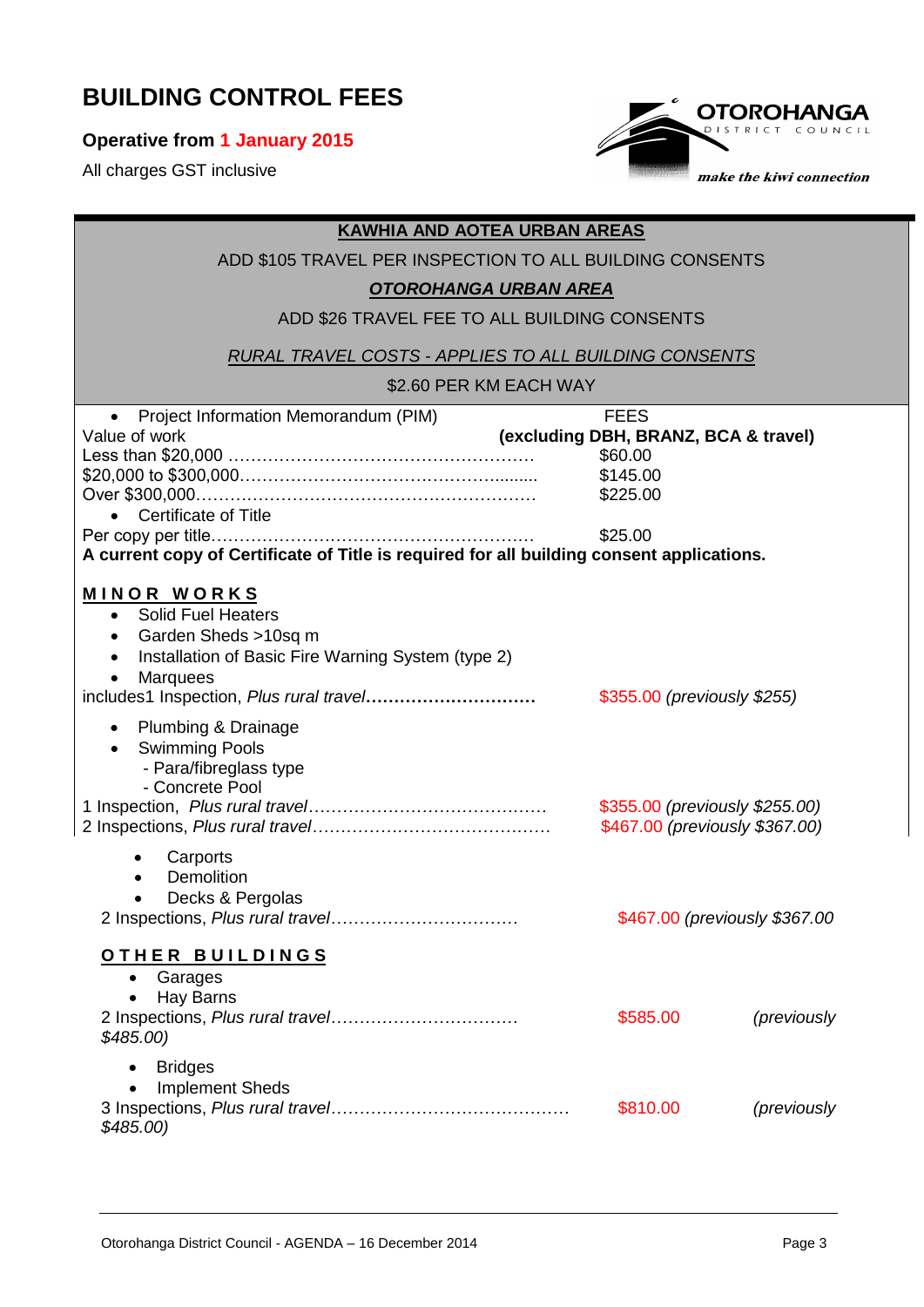# BUILDING CONTROL FEES

**Operative from 1 January 2015**

All charges GST inclusive

OTOROHANGA DISTRICT COUNCIL

*make the kiwi connection*

**KAWHIA AND AOTEA URBAN AREAS**

ADD $105 TRAVEL PER INSPECTION TO ALL BUILDING CONSENTS

***OTOROHANGA URBAN AREA***

ADD $26 TRAVEL FEE TO ALL BUILDING CONSENTS

*RURAL TRAVEL COSTS - APPLIES TO ALL BUILDING CONSENTS*

$2.60 PER KM EACH WAY

- Project Information Memorandum (PIM)

| Value of work | FEES **(excluding DBH, BRANZ, BCA & travel)** |
|---|---|
| Less than $20,000 | $60.00 |
| $20,000 to $300,000 | $145.00 |
| Over $300,000 | $225.00 |

- Certificate of Title

| | |
|---|---|
| Per copy per title | $25.00 |

**A current copy of Certificate of Title is required for all building consent applications.**

## MINOR WORKS

- Solid Fuel Heaters
- Garden Sheds >10sq m
- Installation of Basic Fire Warning System (type 2)
- Marquees

| | |
|---|---|
| includes1 Inspection, *Plus rural travel* | $355.00 *(previously $255)* |

- Plumbing & Drainage
- Swimming Pools
  - Para/fibreglass type
  - Concrete Pool

| | |
|---|---|
| 1 Inspection, *Plus rural travel* | $355.00 *(previously $255.00)* |
| 2 Inspections, *Plus rural travel* | $467.00 *(previously $367.00)* |

- Carports
- Demolition
- Decks & Pergolas

| | |
|---|---|
| 2 Inspections, *Plus rural travel* | $467.00 *(previously $367.00* |

## OTHER BUILDINGS

- Garages
- Hay Barns

| | |
|---|---|
| 2 Inspections, *Plus rural travel* | $585.00 *(previously $485.00)* |

- Bridges
- Implement Sheds

| | |
|---|---|
| 3 Inspections, *Plus rural travel* | $810.00 *(previously $485.00)* |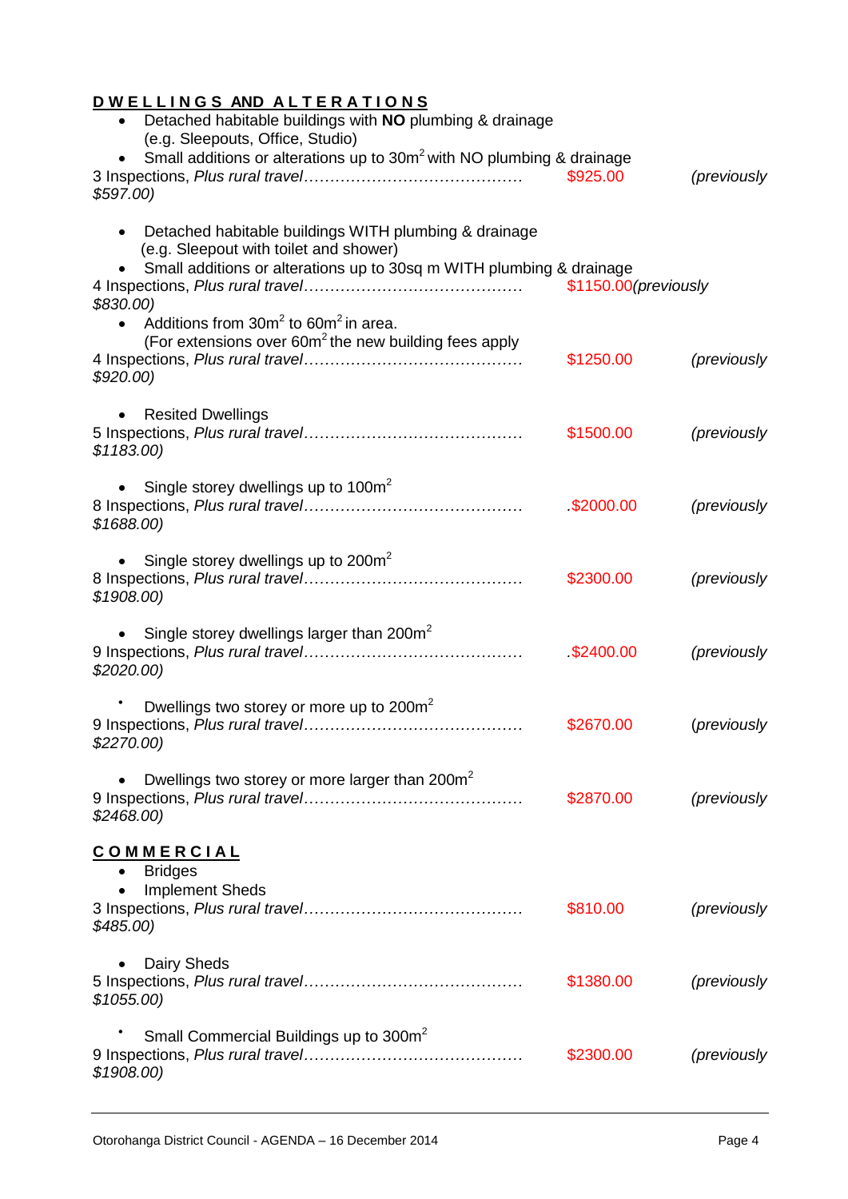## DWELLINGS AND ALTERATIONS

- Detached habitable buildings with **NO** plumbing & drainage (e.g. Sleepouts, Office, Studio)
- Small additions or alterations up to 30m$^2$ with NO plumbing & drainage

3 Inspections, *Plus rural travel*……………………………………… $925.00 *(previously $597.00)*

- Detached habitable buildings WITH plumbing & drainage (e.g. Sleepout with toilet and shower)
- Small additions or alterations up to 30sq m WITH plumbing & drainage

4 Inspections, *Plus rural travel*……………………………………… $1150.00*(previously $830.00)*

- Additions from 30m$^2$ to 60m$^2$ in area. (For extensions over 60m$^2$ the new building fees apply

4 Inspections, *Plus rural travel*……………………………………… $1250.00 *(previously $920.00)*

- Resited Dwellings

5 Inspections, *Plus rural travel*……………………………………… $1500.00 *(previously $1183.00)*

- Single storey dwellings up to 100m$^2$

8 Inspections, *Plus rural travel*……………………………………… .$2000.00 *(previously $1688.00)*

- Single storey dwellings up to 200m$^2$

8 Inspections, *Plus rural travel*……………………………………… $2300.00 *(previously $1908.00)*

- Single storey dwellings larger than 200m$^2$

9 Inspections, *Plus rural travel*……………………………………… .$2400.00 *(previously $2020.00)*

- Dwellings two storey or more up to 200m$^2$

9 Inspections, *Plus rural travel*……………………………………… $2670.00 *(previously $2270.00)*

- Dwellings two storey or more larger than 200m$^2$

9 Inspections, *Plus rural travel*……………………………………… $2870.00 *(previously $2468.00)*

## COMMERCIAL

- Bridges
- Implement Sheds

3 Inspections, *Plus rural travel*……………………………………… $810.00 *(previously $485.00)*

- Dairy Sheds

5 Inspections, *Plus rural travel*……………………………………… $1380.00 *(previously $1055.00)*

- Small Commercial Buildings up to 300m$^2$

9 Inspections, *Plus rural travel*……………………………………… $2300.00 *(previously $1908.00)*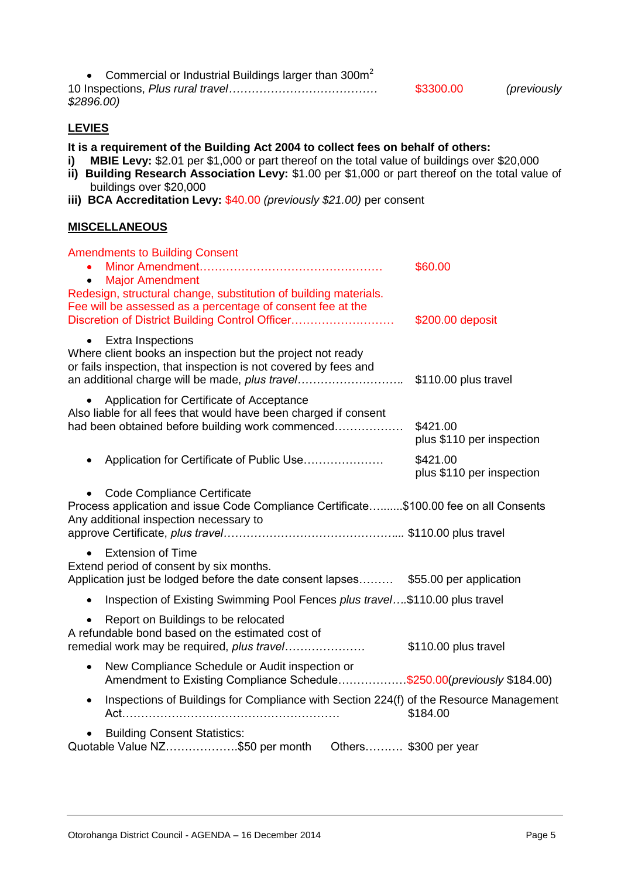- Commercial or Industrial Buildings larger than 300m$^2$

10 Inspections, *Plus rural travel*………………………………… $3300.00 *(previously $2896.00)*

## LEVIES

**It is a requirement of the Building Act 2004 to collect fees on behalf of others:**

**i) MBIE Levy:** $2.01 per $1,000 or part thereof on the total value of buildings over $20,000

**ii) Building Research Association Levy:** $1.00 per $1,000 or part thereof on the total value of buildings over $20,000

**iii) BCA Accreditation Levy:** $40.00 *(previously $21.00)* per consent

## MISCELLANEOUS

Amendments to Building Consent

- Minor Amendment………………………………………… $60.00
- Major Amendment

Redesign, structural change, substitution of building materials. Fee will be assessed as a percentage of consent fee at the Discretion of District Building Control Officer……………………… $200.00 deposit

- Extra Inspections

Where client books an inspection but the project not ready or fails inspection, that inspection is not covered by fees and an additional charge will be made, *plus travel*……………………….. $110.00 plus travel

- Application for Certificate of Acceptance

Also liable for all fees that would have been charged if consent had been obtained before building work commenced……………… $421.00 plus $110 per inspection

- Application for Certificate of Public Use………………… $421.00 plus $110 per inspection

- Code Compliance Certificate

Process application and issue Code Compliance Certificate….......$100.00 fee on all Consents

Any additional inspection necessary to approve Certificate, *plus travel*……………………………………... $110.00 plus travel

- Extension of Time

Extend period of consent by six months.

Application just be lodged before the date consent lapses……… $55.00 per application

- Inspection of Existing Swimming Pool Fences *plus travel*….$110.00 plus travel

- Report on Buildings to be relocated

A refundable bond based on the estimated cost of remedial work may be required, *plus travel*………………… $110.00 plus travel

- New Compliance Schedule or Audit inspection or Amendment to Existing Compliance Schedule………………$250.00(*previously* $184.00)

- Inspections of Buildings for Compliance with Section 224(f) of the Resource Management Act………………………………………………… $184.00

- Building Consent Statistics:

Quotable Value NZ……………….$50 per month   Others………. $300 per year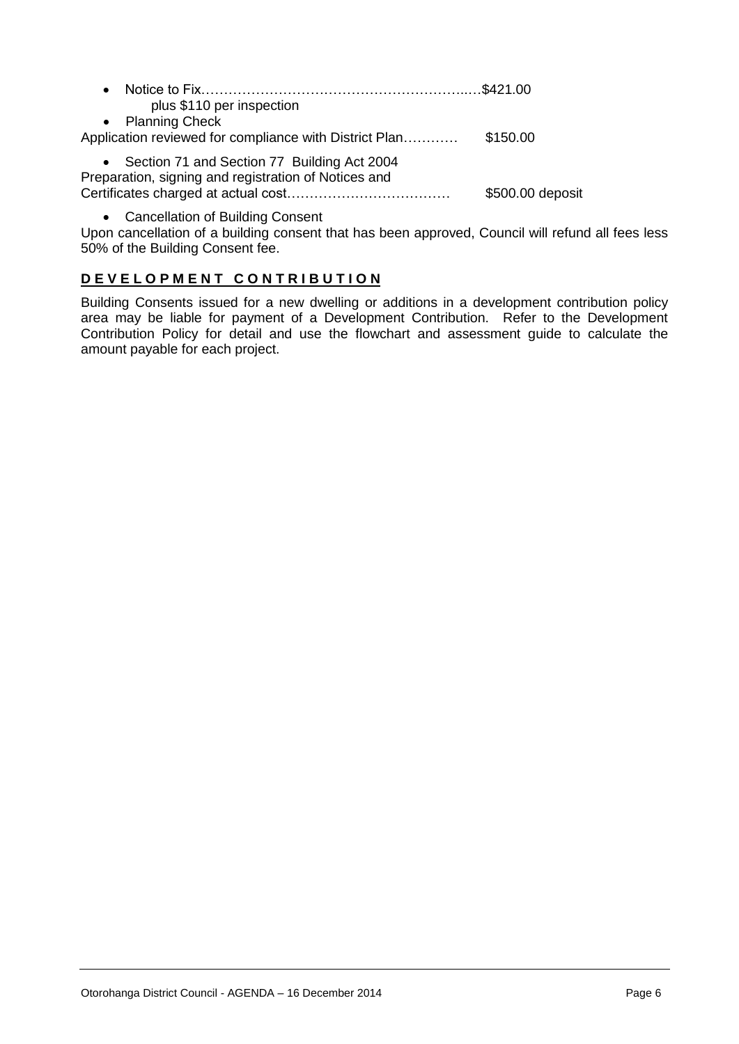- Notice to Fix……………………………………………………..…$421.00
  plus $110 per inspection
- Planning Check

Application reviewed for compliance with District Plan………… $150.00

- Section 71 and Section 77 Building Act 2004

Preparation, signing and registration of Notices and
Certificates charged at actual cost……………………………… $500.00 deposit

- Cancellation of Building Consent

Upon cancellation of a building consent that has been approved, Council will refund all fees less 50% of the Building Consent fee.

## **D E V E L O P M E N T   C O N T R I B U T I O N**

Building Consents issued for a new dwelling or additions in a development contribution policy area may be liable for payment of a Development Contribution. Refer to the Development Contribution Policy for detail and use the flowchart and assessment guide to calculate the amount payable for each project.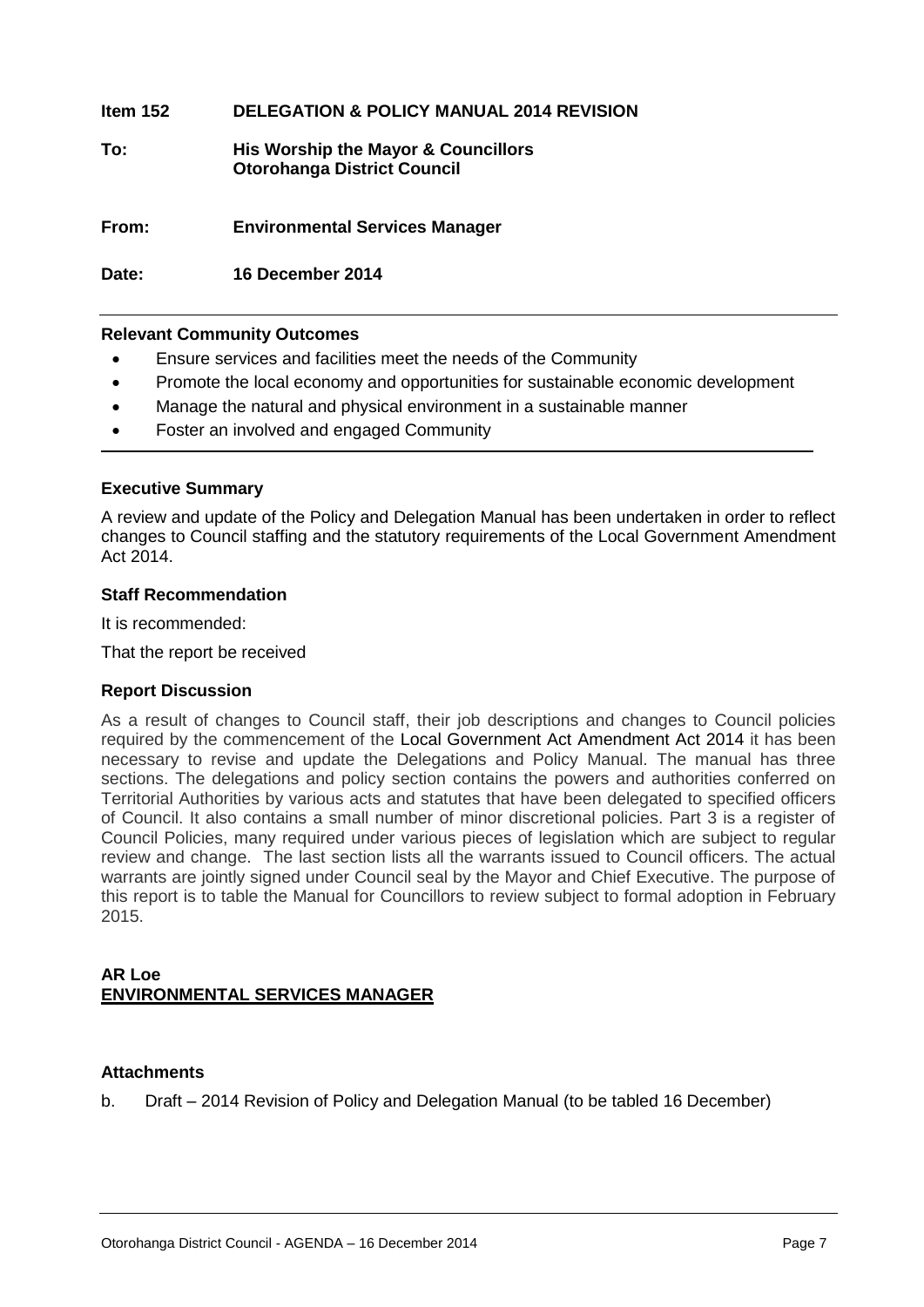**Item 152 DELEGATION & POLICY MANUAL 2014 REVISION**

**To: His Worship the Mayor & Councillors**
**Otorohanga District Council**

**From: Environmental Services Manager**

**Date: 16 December 2014**

---

**Relevant Community Outcomes**

- Ensure services and facilities meet the needs of the Community
- Promote the local economy and opportunities for sustainable economic development
- Manage the natural and physical environment in a sustainable manner
- Foster an involved and engaged Community

---

**Executive Summary**

A review and update of the Policy and Delegation Manual has been undertaken in order to reflect changes to Council staffing and the statutory requirements of the Local Government Amendment Act 2014.

**Staff Recommendation**

It is recommended:

That the report be received

**Report Discussion**

As a result of changes to Council staff, their job descriptions and changes to Council policies required by the commencement of the Local Government Act Amendment Act 2014 it has been necessary to revise and update the Delegations and Policy Manual. The manual has three sections. The delegations and policy section contains the powers and authorities conferred on Territorial Authorities by various acts and statutes that have been delegated to specified officers of Council. It also contains a small number of minor discretional policies. Part 3 is a register of Council Policies, many required under various pieces of legislation which are subject to regular review and change. The last section lists all the warrants issued to Council officers. The actual warrants are jointly signed under Council seal by the Mayor and Chief Executive. The purpose of this report is to table the Manual for Councillors to review subject to formal adoption in February 2015.

**AR Loe**
**ENVIRONMENTAL SERVICES MANAGER**

**Attachments**

b. Draft – 2014 Revision of Policy and Delegation Manual (to be tabled 16 December)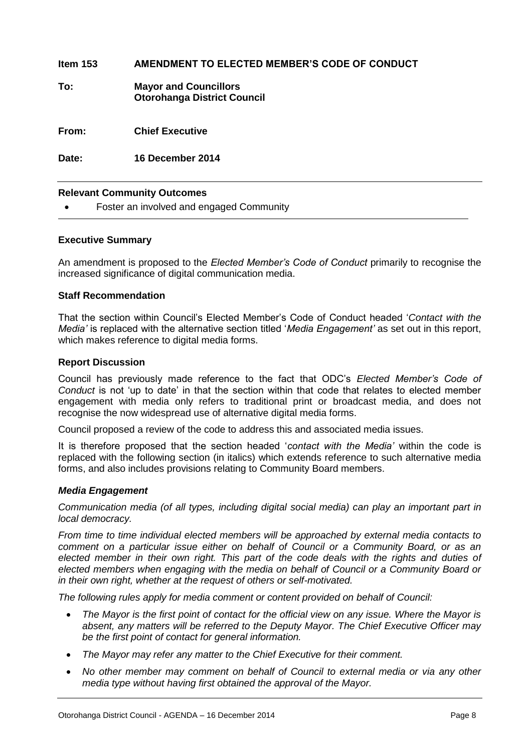**Item 153 AMENDMENT TO ELECTED MEMBER'S CODE OF CONDUCT**

**To: Mayor and Councillors**
**Otorohanga District Council**

**From: Chief Executive**

**Date: 16 December 2014**

**Relevant Community Outcomes**

- Foster an involved and engaged Community

**Executive Summary**

An amendment is proposed to the *Elected Member's Code of Conduct* primarily to recognise the increased significance of digital communication media.

**Staff Recommendation**

That the section within Council's Elected Member's Code of Conduct headed '*Contact with the Media'* is replaced with the alternative section titled '*Media Engagement'* as set out in this report, which makes reference to digital media forms.

**Report Discussion**

Council has previously made reference to the fact that ODC's *Elected Member's Code of Conduct* is not 'up to date' in that the section within that code that relates to elected member engagement with media only refers to traditional print or broadcast media, and does not recognise the now widespread use of alternative digital media forms.

Council proposed a review of the code to address this and associated media issues.

It is therefore proposed that the section headed '*contact with the Media'* within the code is replaced with the following section (in italics) which extends reference to such alternative media forms, and also includes provisions relating to Community Board members.

***Media Engagement***

*Communication media (of all types, including digital social media) can play an important part in local democracy.*

*From time to time individual elected members will be approached by external media contacts to comment on a particular issue either on behalf of Council or a Community Board, or as an elected member in their own right. This part of the code deals with the rights and duties of elected members when engaging with the media on behalf of Council or a Community Board or in their own right, whether at the request of others or self-motivated.*

*The following rules apply for media comment or content provided on behalf of Council:*

- *The Mayor is the first point of contact for the official view on any issue. Where the Mayor is absent, any matters will be referred to the Deputy Mayor. The Chief Executive Officer may be the first point of contact for general information.*
- *The Mayor may refer any matter to the Chief Executive for their comment.*
- *No other member may comment on behalf of Council to external media or via any other media type without having first obtained the approval of the Mayor.*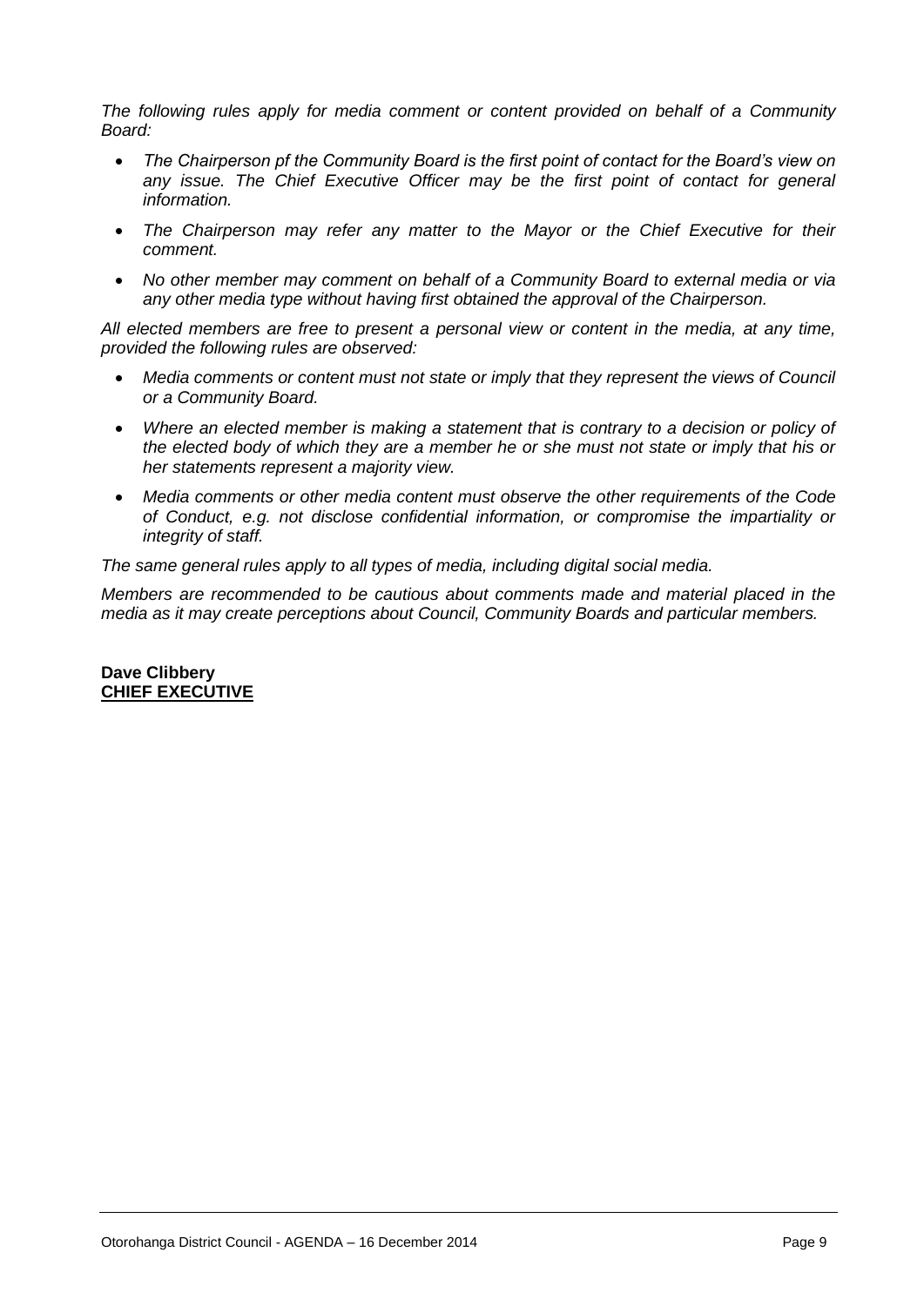*The following rules apply for media comment or content provided on behalf of a Community Board:*

- *The Chairperson pf the Community Board is the first point of contact for the Board's view on any issue. The Chief Executive Officer may be the first point of contact for general information.*
- *The Chairperson may refer any matter to the Mayor or the Chief Executive for their comment.*
- *No other member may comment on behalf of a Community Board to external media or via any other media type without having first obtained the approval of the Chairperson.*

*All elected members are free to present a personal view or content in the media, at any time, provided the following rules are observed:*

- *Media comments or content must not state or imply that they represent the views of Council or a Community Board.*
- *Where an elected member is making a statement that is contrary to a decision or policy of the elected body of which they are a member he or she must not state or imply that his or her statements represent a majority view.*
- *Media comments or other media content must observe the other requirements of the Code of Conduct, e.g. not disclose confidential information, or compromise the impartiality or integrity of staff.*

*The same general rules apply to all types of media, including digital social media.*

*Members are recommended to be cautious about comments made and material placed in the media as it may create perceptions about Council, Community Boards and particular members.*

**Dave Clibbery**
**CHIEF EXECUTIVE**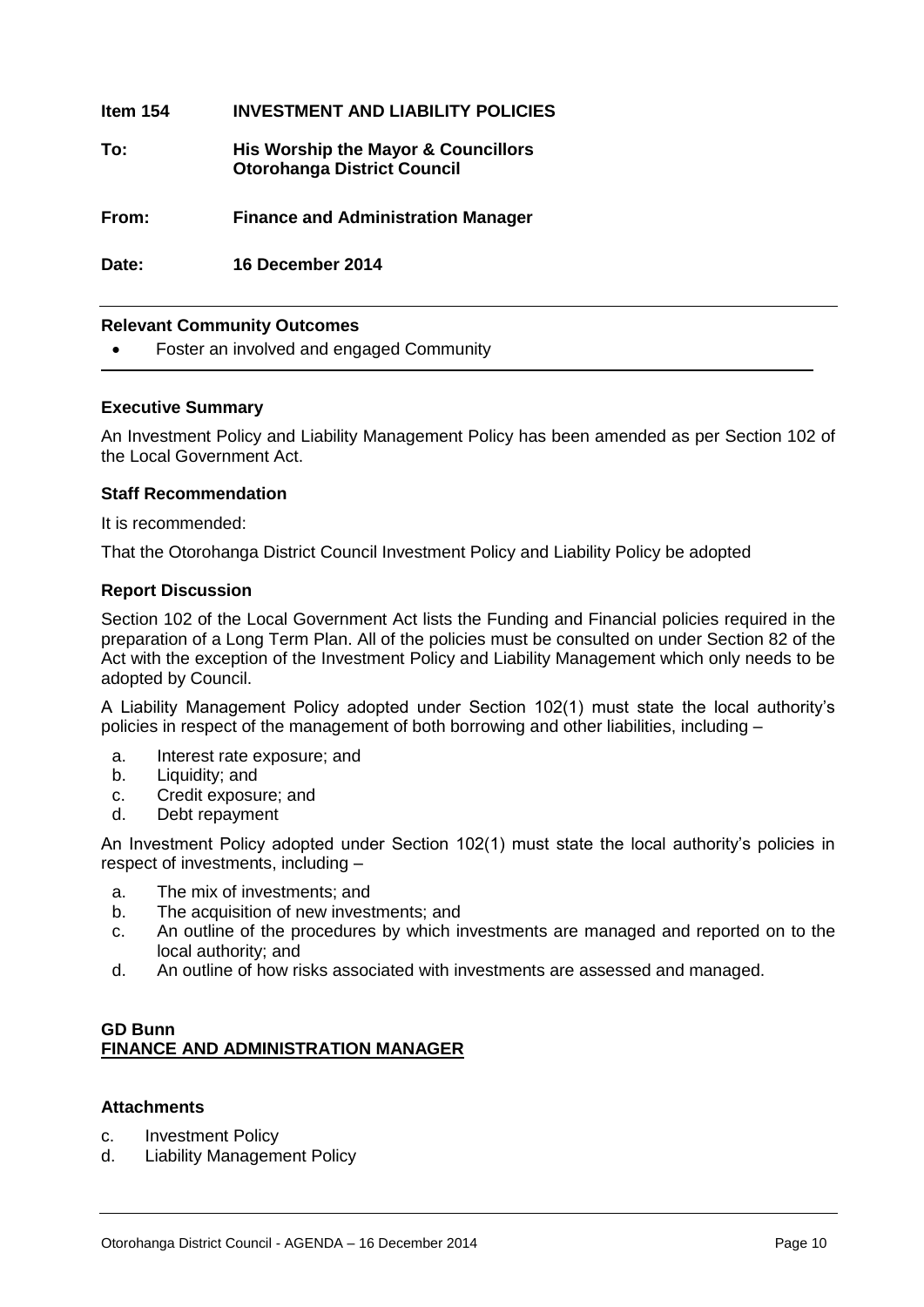**Item 154 INVESTMENT AND LIABILITY POLICIES**

**To: His Worship the Mayor & Councillors**
**Otorohanga District Council**

**From: Finance and Administration Manager**

**Date: 16 December 2014**

---

**Relevant Community Outcomes**

- Foster an involved and engaged Community

---

**Executive Summary**

An Investment Policy and Liability Management Policy has been amended as per Section 102 of the Local Government Act.

**Staff Recommendation**

It is recommended:

That the Otorohanga District Council Investment Policy and Liability Policy be adopted

**Report Discussion**

Section 102 of the Local Government Act lists the Funding and Financial policies required in the preparation of a Long Term Plan. All of the policies must be consulted on under Section 82 of the Act with the exception of the Investment Policy and Liability Management which only needs to be adopted by Council.

A Liability Management Policy adopted under Section 102(1) must state the local authority's policies in respect of the management of both borrowing and other liabilities, including –

a. Interest rate exposure; and
b. Liquidity; and
c. Credit exposure; and
d. Debt repayment

An Investment Policy adopted under Section 102(1) must state the local authority's policies in respect of investments, including –

a. The mix of investments; and
b. The acquisition of new investments; and
c. An outline of the procedures by which investments are managed and reported on to the local authority; and
d. An outline of how risks associated with investments are assessed and managed.

**GD Bunn**
**FINANCE AND ADMINISTRATION MANAGER**

**Attachments**

c. Investment Policy
d. Liability Management Policy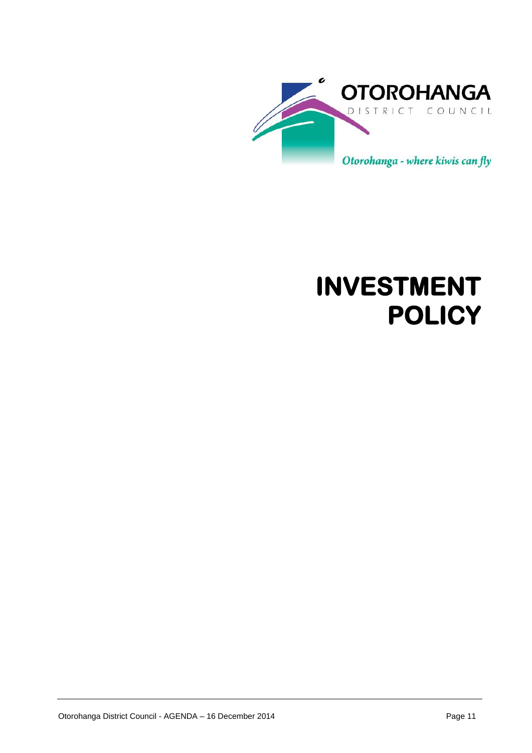OTOROHANGA

DISTRICT COUNCIL

*Otorohanga - where kiwis can fly*

# INVESTMENT POLICY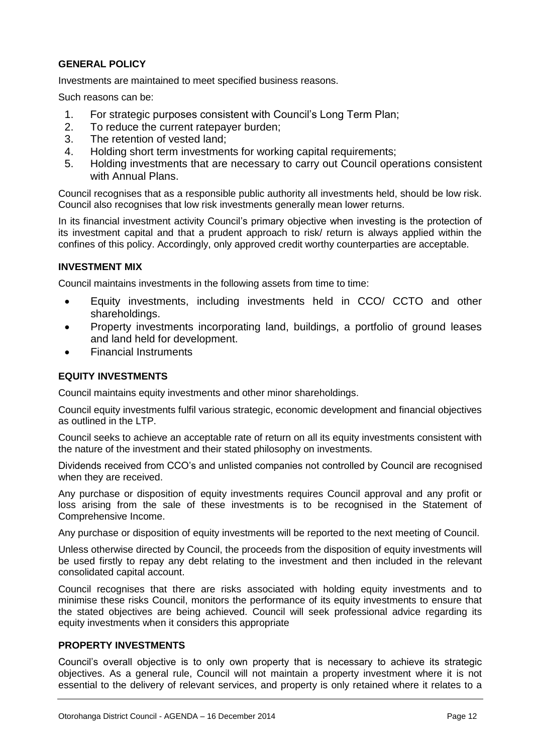### GENERAL POLICY

Investments are maintained to meet specified business reasons.

Such reasons can be:

1. For strategic purposes consistent with Council's Long Term Plan;
2. To reduce the current ratepayer burden;
3. The retention of vested land;
4. Holding short term investments for working capital requirements;
5. Holding investments that are necessary to carry out Council operations consistent with Annual Plans.

Council recognises that as a responsible public authority all investments held, should be low risk. Council also recognises that low risk investments generally mean lower returns.

In its financial investment activity Council's primary objective when investing is the protection of its investment capital and that a prudent approach to risk/ return is always applied within the confines of this policy. Accordingly, only approved credit worthy counterparties are acceptable.

### INVESTMENT MIX

Council maintains investments in the following assets from time to time:

- Equity investments, including investments held in CCO/ CCTO and other shareholdings.
- Property investments incorporating land, buildings, a portfolio of ground leases and land held for development.
- Financial Instruments

### EQUITY INVESTMENTS

Council maintains equity investments and other minor shareholdings.

Council equity investments fulfil various strategic, economic development and financial objectives as outlined in the LTP.

Council seeks to achieve an acceptable rate of return on all its equity investments consistent with the nature of the investment and their stated philosophy on investments.

Dividends received from CCO's and unlisted companies not controlled by Council are recognised when they are received.

Any purchase or disposition of equity investments requires Council approval and any profit or loss arising from the sale of these investments is to be recognised in the Statement of Comprehensive Income.

Any purchase or disposition of equity investments will be reported to the next meeting of Council.

Unless otherwise directed by Council, the proceeds from the disposition of equity investments will be used firstly to repay any debt relating to the investment and then included in the relevant consolidated capital account.

Council recognises that there are risks associated with holding equity investments and to minimise these risks Council, monitors the performance of its equity investments to ensure that the stated objectives are being achieved. Council will seek professional advice regarding its equity investments when it considers this appropriate

### PROPERTY INVESTMENTS

Council's overall objective is to only own property that is necessary to achieve its strategic objectives. As a general rule, Council will not maintain a property investment where it is not essential to the delivery of relevant services, and property is only retained where it relates to a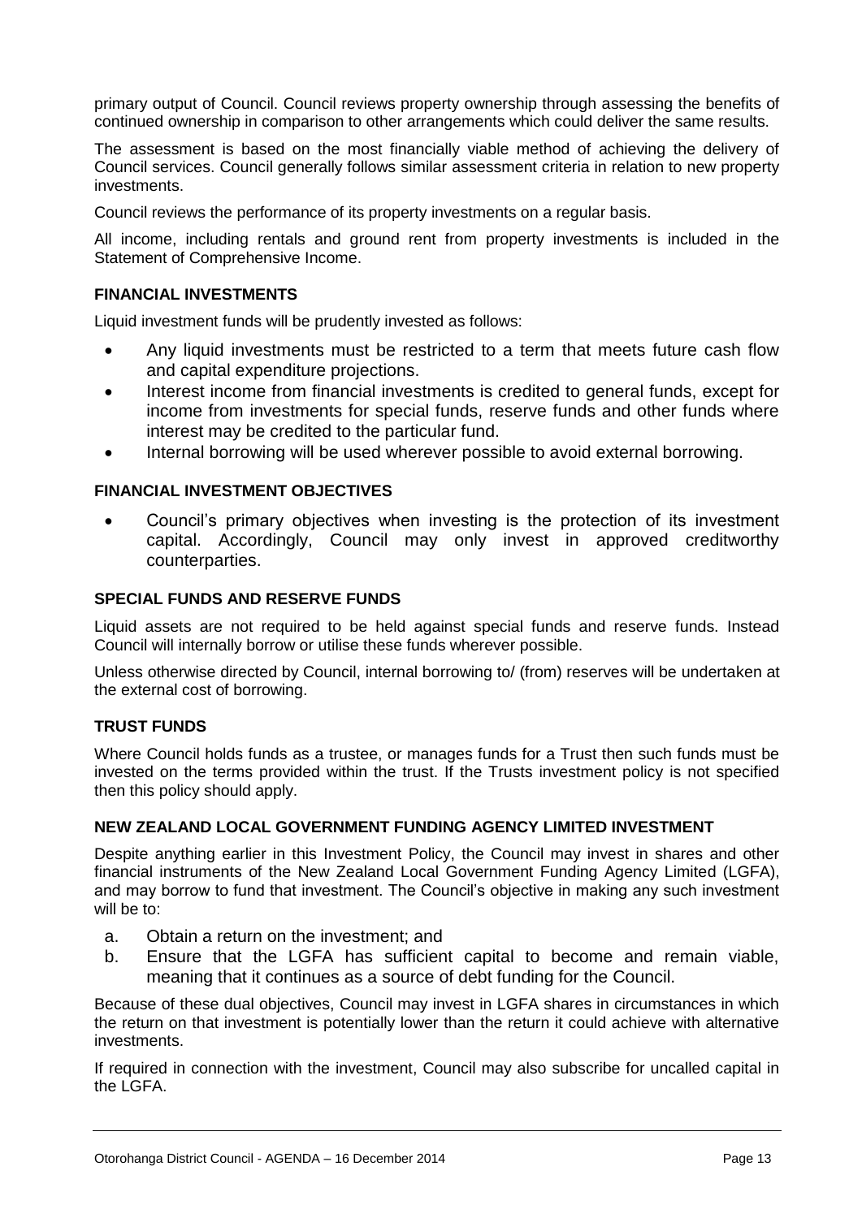primary output of Council. Council reviews property ownership through assessing the benefits of continued ownership in comparison to other arrangements which could deliver the same results.

The assessment is based on the most financially viable method of achieving the delivery of Council services. Council generally follows similar assessment criteria in relation to new property investments.

Council reviews the performance of its property investments on a regular basis.

All income, including rentals and ground rent from property investments is included in the Statement of Comprehensive Income.

### FINANCIAL INVESTMENTS

Liquid investment funds will be prudently invested as follows:

- Any liquid investments must be restricted to a term that meets future cash flow and capital expenditure projections.
- Interest income from financial investments is credited to general funds, except for income from investments for special funds, reserve funds and other funds where interest may be credited to the particular fund.
- Internal borrowing will be used wherever possible to avoid external borrowing.

### FINANCIAL INVESTMENT OBJECTIVES

- Council's primary objectives when investing is the protection of its investment capital. Accordingly, Council may only invest in approved creditworthy counterparties.

### SPECIAL FUNDS AND RESERVE FUNDS

Liquid assets are not required to be held against special funds and reserve funds. Instead Council will internally borrow or utilise these funds wherever possible.

Unless otherwise directed by Council, internal borrowing to/ (from) reserves will be undertaken at the external cost of borrowing.

### TRUST FUNDS

Where Council holds funds as a trustee, or manages funds for a Trust then such funds must be invested on the terms provided within the trust. If the Trusts investment policy is not specified then this policy should apply.

### NEW ZEALAND LOCAL GOVERNMENT FUNDING AGENCY LIMITED INVESTMENT

Despite anything earlier in this Investment Policy, the Council may invest in shares and other financial instruments of the New Zealand Local Government Funding Agency Limited (LGFA), and may borrow to fund that investment. The Council's objective in making any such investment will be to:

a. Obtain a return on the investment; and
b. Ensure that the LGFA has sufficient capital to become and remain viable, meaning that it continues as a source of debt funding for the Council.

Because of these dual objectives, Council may invest in LGFA shares in circumstances in which the return on that investment is potentially lower than the return it could achieve with alternative investments.

If required in connection with the investment, Council may also subscribe for uncalled capital in the LGFA.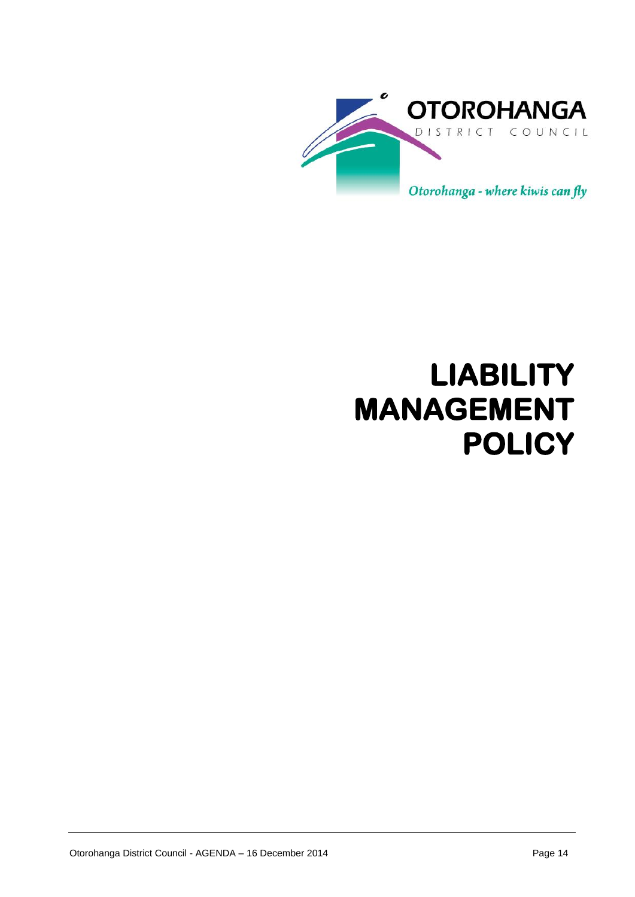OTOROHANGA

DISTRICT COUNCIL

*Otorohanga - where kiwis can fly*

# LIABILITY MANAGEMENT POLICY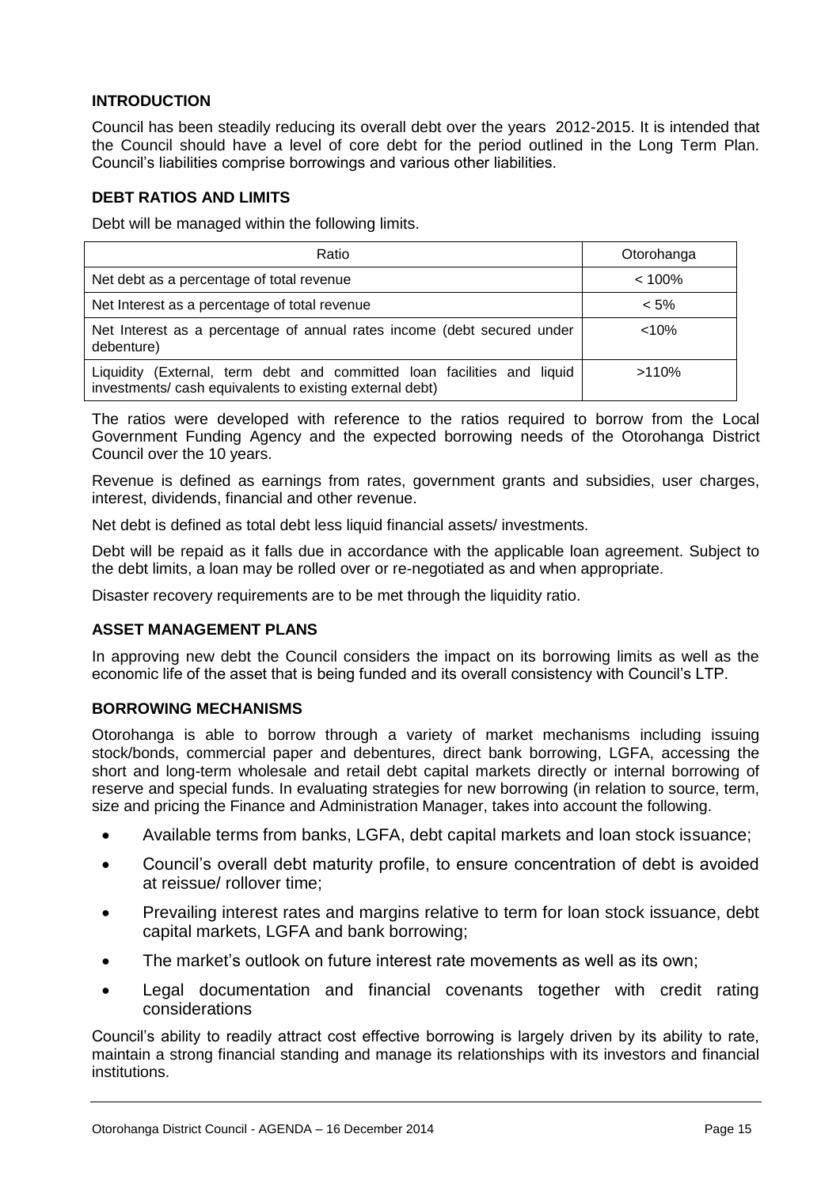### INTRODUCTION

Council has been steadily reducing its overall debt over the years 2012-2015. It is intended that the Council should have a level of core debt for the period outlined in the Long Term Plan. Council's liabilities comprise borrowings and various other liabilities.

### DEBT RATIOS AND LIMITS

Debt will be managed within the following limits.

| Ratio | Otorohanga |
|---|---|
| Net debt as a percentage of total revenue | < 100% |
| Net Interest as a percentage of total revenue | < 5% |
| Net Interest as a percentage of annual rates income (debt secured under debenture) | <10% |
| Liquidity (External, term debt and committed loan facilities and liquid investments/ cash equivalents to existing external debt) | >110% |

The ratios were developed with reference to the ratios required to borrow from the Local Government Funding Agency and the expected borrowing needs of the Otorohanga District Council over the 10 years.

Revenue is defined as earnings from rates, government grants and subsidies, user charges, interest, dividends, financial and other revenue.

Net debt is defined as total debt less liquid financial assets/ investments.

Debt will be repaid as it falls due in accordance with the applicable loan agreement. Subject to the debt limits, a loan may be rolled over or re-negotiated as and when appropriate.

Disaster recovery requirements are to be met through the liquidity ratio.

### ASSET MANAGEMENT PLANS

In approving new debt the Council considers the impact on its borrowing limits as well as the economic life of the asset that is being funded and its overall consistency with Council's LTP.

### BORROWING MECHANISMS

Otorohanga is able to borrow through a variety of market mechanisms including issuing stock/bonds, commercial paper and debentures, direct bank borrowing, LGFA, accessing the short and long-term wholesale and retail debt capital markets directly or internal borrowing of reserve and special funds. In evaluating strategies for new borrowing (in relation to source, term, size and pricing the Finance and Administration Manager, takes into account the following.

- Available terms from banks, LGFA, debt capital markets and loan stock issuance;
- Council's overall debt maturity profile, to ensure concentration of debt is avoided at reissue/ rollover time;
- Prevailing interest rates and margins relative to term for loan stock issuance, debt capital markets, LGFA and bank borrowing;
- The market's outlook on future interest rate movements as well as its own;
- Legal documentation and financial covenants together with credit rating considerations

Council's ability to readily attract cost effective borrowing is largely driven by its ability to rate, maintain a strong financial standing and manage its relationships with its investors and financial institutions.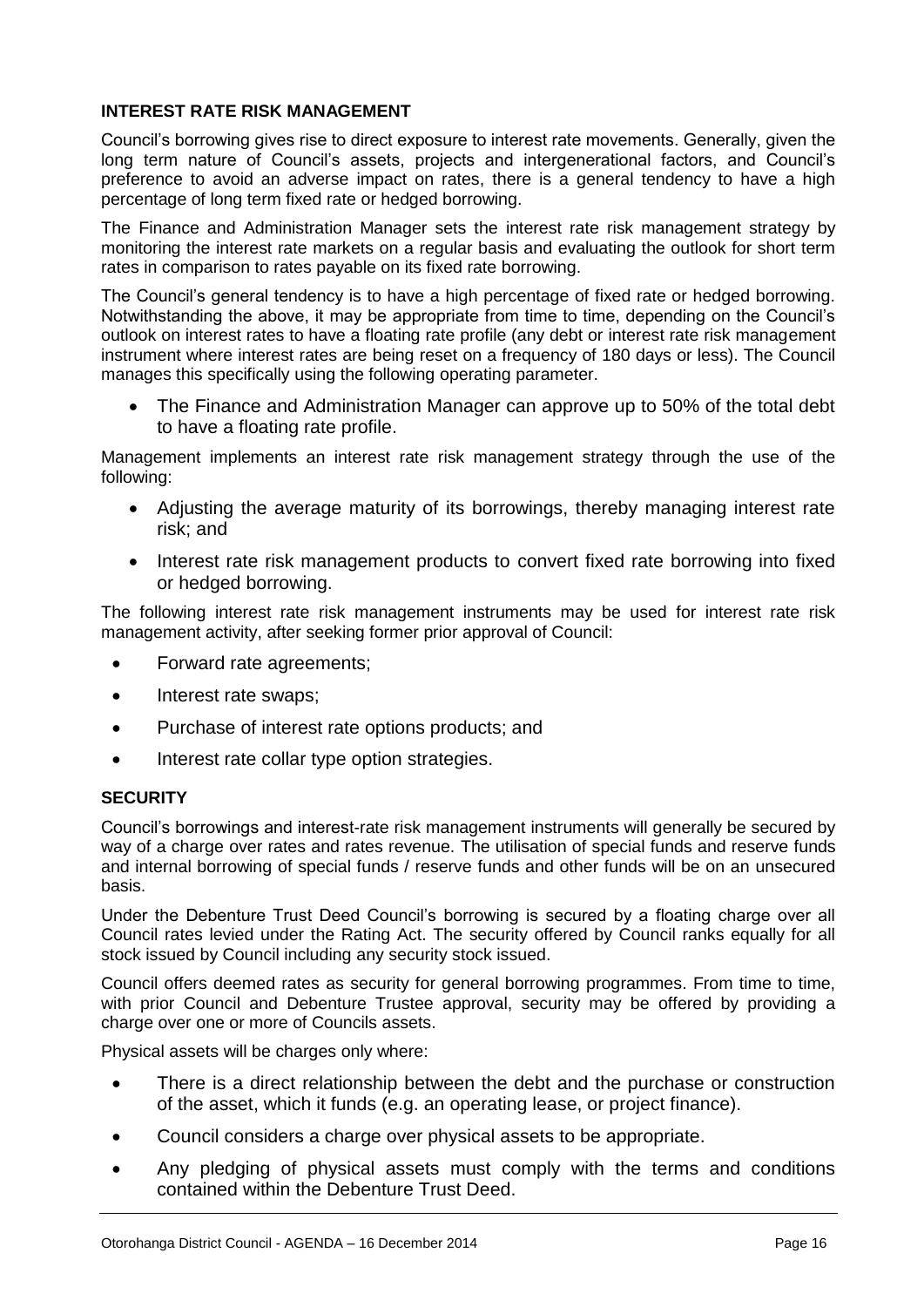### INTEREST RATE RISK MANAGEMENT

Council's borrowing gives rise to direct exposure to interest rate movements. Generally, given the long term nature of Council's assets, projects and intergenerational factors, and Council's preference to avoid an adverse impact on rates, there is a general tendency to have a high percentage of long term fixed rate or hedged borrowing.

The Finance and Administration Manager sets the interest rate risk management strategy by monitoring the interest rate markets on a regular basis and evaluating the outlook for short term rates in comparison to rates payable on its fixed rate borrowing.

The Council's general tendency is to have a high percentage of fixed rate or hedged borrowing. Notwithstanding the above, it may be appropriate from time to time, depending on the Council's outlook on interest rates to have a floating rate profile (any debt or interest rate risk management instrument where interest rates are being reset on a frequency of 180 days or less). The Council manages this specifically using the following operating parameter.

- The Finance and Administration Manager can approve up to 50% of the total debt to have a floating rate profile.

Management implements an interest rate risk management strategy through the use of the following:

- Adjusting the average maturity of its borrowings, thereby managing interest rate risk; and
- Interest rate risk management products to convert fixed rate borrowing into fixed or hedged borrowing.

The following interest rate risk management instruments may be used for interest rate risk management activity, after seeking former prior approval of Council:

- Forward rate agreements;
- Interest rate swaps;
- Purchase of interest rate options products; and
- Interest rate collar type option strategies.

### SECURITY

Council's borrowings and interest-rate risk management instruments will generally be secured by way of a charge over rates and rates revenue. The utilisation of special funds and reserve funds and internal borrowing of special funds / reserve funds and other funds will be on an unsecured basis.

Under the Debenture Trust Deed Council's borrowing is secured by a floating charge over all Council rates levied under the Rating Act. The security offered by Council ranks equally for all stock issued by Council including any security stock issued.

Council offers deemed rates as security for general borrowing programmes. From time to time, with prior Council and Debenture Trustee approval, security may be offered by providing a charge over one or more of Councils assets.

Physical assets will be charges only where:

- There is a direct relationship between the debt and the purchase or construction of the asset, which it funds (e.g. an operating lease, or project finance).
- Council considers a charge over physical assets to be appropriate.
- Any pledging of physical assets must comply with the terms and conditions contained within the Debenture Trust Deed.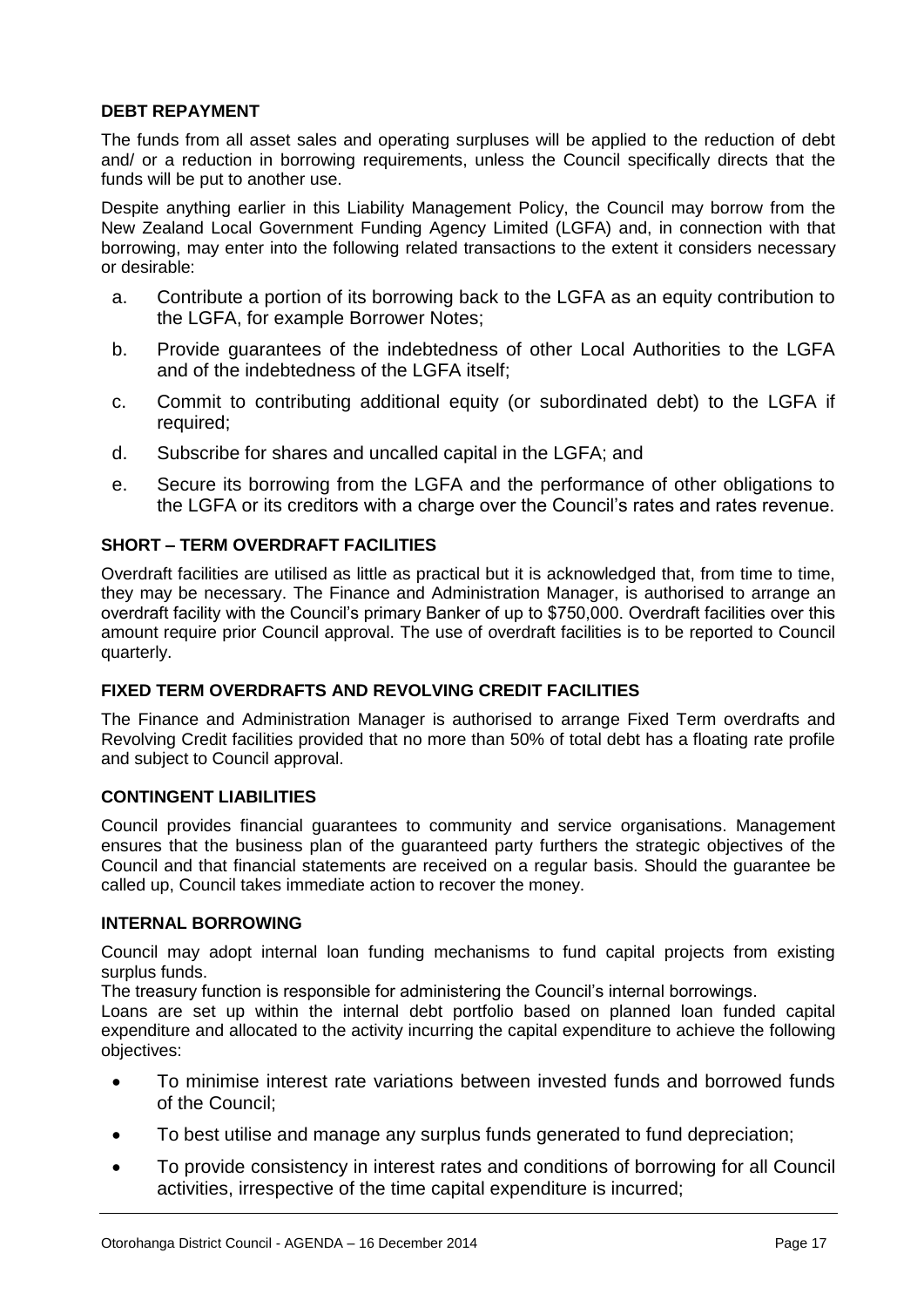### DEBT REPAYMENT

The funds from all asset sales and operating surpluses will be applied to the reduction of debt and/ or a reduction in borrowing requirements, unless the Council specifically directs that the funds will be put to another use.

Despite anything earlier in this Liability Management Policy, the Council may borrow from the New Zealand Local Government Funding Agency Limited (LGFA) and, in connection with that borrowing, may enter into the following related transactions to the extent it considers necessary or desirable:

a. Contribute a portion of its borrowing back to the LGFA as an equity contribution to the LGFA, for example Borrower Notes;

b. Provide guarantees of the indebtedness of other Local Authorities to the LGFA and of the indebtedness of the LGFA itself;

c. Commit to contributing additional equity (or subordinated debt) to the LGFA if required;

d. Subscribe for shares and uncalled capital in the LGFA; and

e. Secure its borrowing from the LGFA and the performance of other obligations to the LGFA or its creditors with a charge over the Council's rates and rates revenue.

### SHORT – TERM OVERDRAFT FACILITIES

Overdraft facilities are utilised as little as practical but it is acknowledged that, from time to time, they may be necessary. The Finance and Administration Manager, is authorised to arrange an overdraft facility with the Council's primary Banker of up to $750,000. Overdraft facilities over this amount require prior Council approval. The use of overdraft facilities is to be reported to Council quarterly.

### FIXED TERM OVERDRAFTS AND REVOLVING CREDIT FACILITIES

The Finance and Administration Manager is authorised to arrange Fixed Term overdrafts and Revolving Credit facilities provided that no more than 50% of total debt has a floating rate profile and subject to Council approval.

### CONTINGENT LIABILITIES

Council provides financial guarantees to community and service organisations. Management ensures that the business plan of the guaranteed party furthers the strategic objectives of the Council and that financial statements are received on a regular basis. Should the guarantee be called up, Council takes immediate action to recover the money.

### INTERNAL BORROWING

Council may adopt internal loan funding mechanisms to fund capital projects from existing surplus funds.

The treasury function is responsible for administering the Council's internal borrowings.

Loans are set up within the internal debt portfolio based on planned loan funded capital expenditure and allocated to the activity incurring the capital expenditure to achieve the following objectives:

- To minimise interest rate variations between invested funds and borrowed funds of the Council;
- To best utilise and manage any surplus funds generated to fund depreciation;
- To provide consistency in interest rates and conditions of borrowing for all Council activities, irrespective of the time capital expenditure is incurred;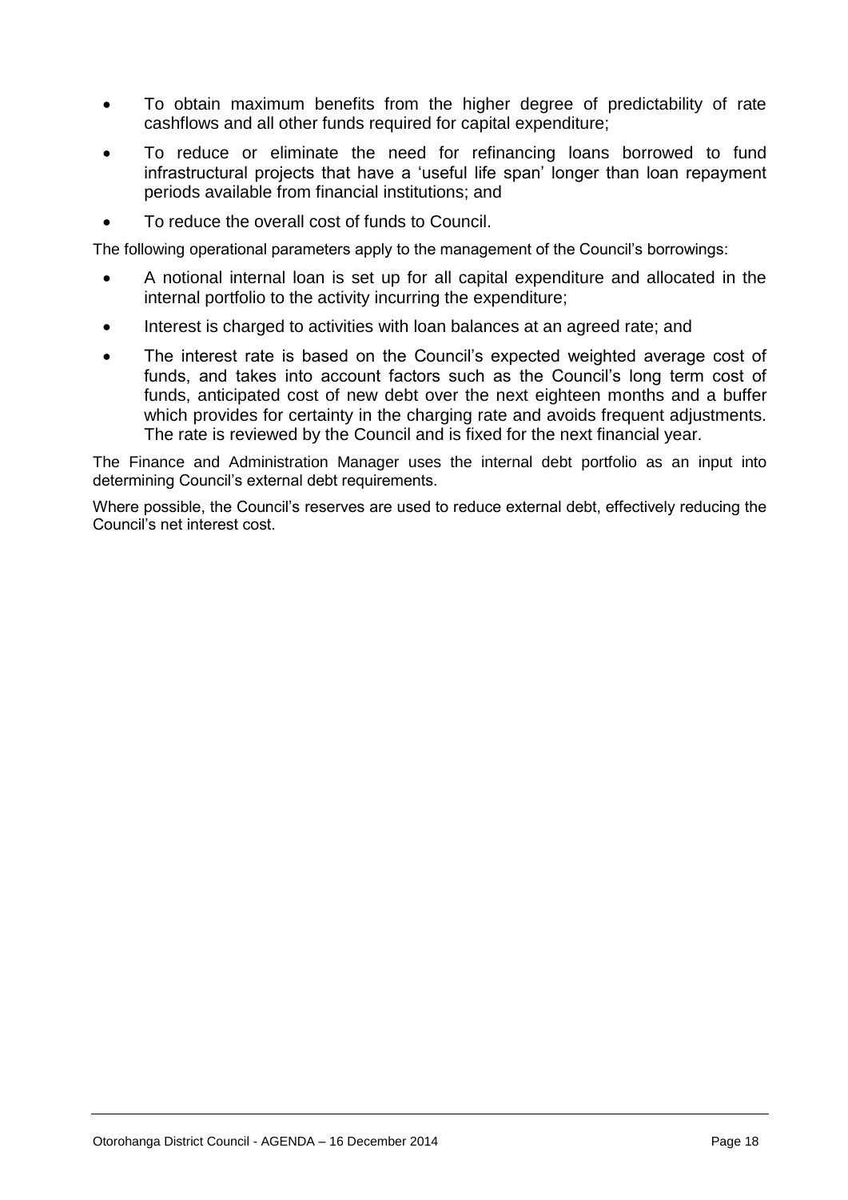- To obtain maximum benefits from the higher degree of predictability of rate cashflows and all other funds required for capital expenditure;
- To reduce or eliminate the need for refinancing loans borrowed to fund infrastructural projects that have a 'useful life span' longer than loan repayment periods available from financial institutions; and
- To reduce the overall cost of funds to Council.

The following operational parameters apply to the management of the Council's borrowings:

- A notional internal loan is set up for all capital expenditure and allocated in the internal portfolio to the activity incurring the expenditure;
- Interest is charged to activities with loan balances at an agreed rate; and
- The interest rate is based on the Council's expected weighted average cost of funds, and takes into account factors such as the Council's long term cost of funds, anticipated cost of new debt over the next eighteen months and a buffer which provides for certainty in the charging rate and avoids frequent adjustments. The rate is reviewed by the Council and is fixed for the next financial year.

The Finance and Administration Manager uses the internal debt portfolio as an input into determining Council's external debt requirements.

Where possible, the Council's reserves are used to reduce external debt, effectively reducing the Council's net interest cost.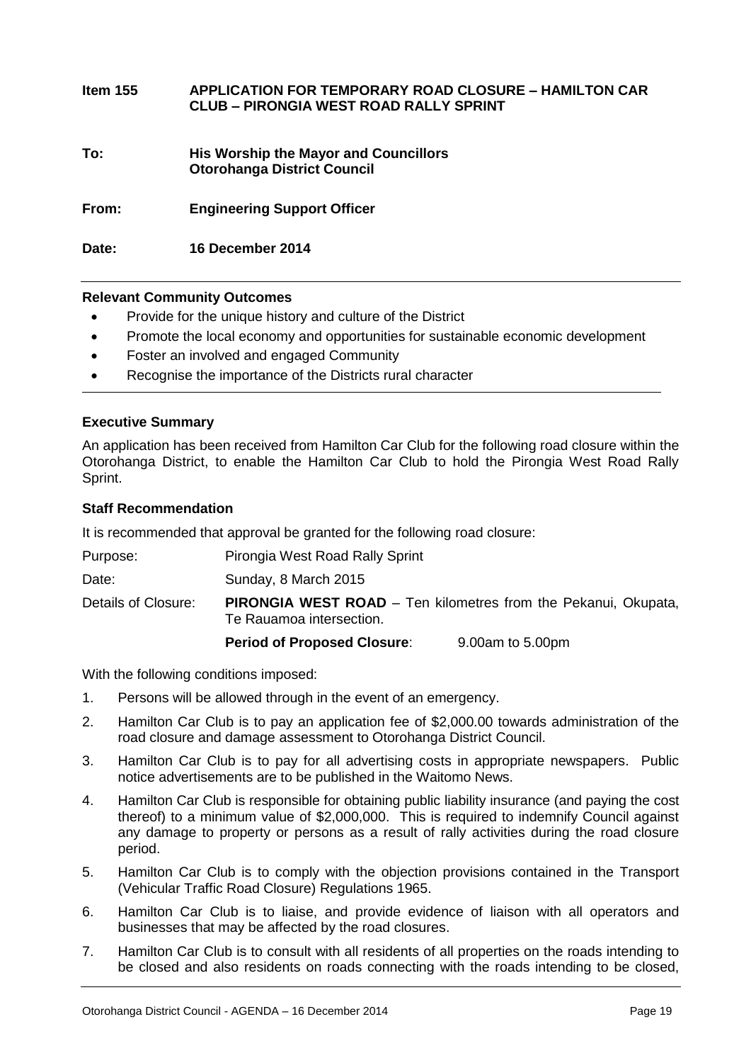**Item 155 APPLICATION FOR TEMPORARY ROAD CLOSURE – HAMILTON CAR CLUB – PIRONGIA WEST ROAD RALLY SPRINT**

**To: His Worship the Mayor and Councillors**
**Otorohanga District Council**

**From: Engineering Support Officer**

**Date: 16 December 2014**

---

**Relevant Community Outcomes**

- Provide for the unique history and culture of the District
- Promote the local economy and opportunities for sustainable economic development
- Foster an involved and engaged Community
- Recognise the importance of the Districts rural character

---

**Executive Summary**

An application has been received from Hamilton Car Club for the following road closure within the Otorohanga District, to enable the Hamilton Car Club to hold the Pirongia West Road Rally Sprint.

**Staff Recommendation**

It is recommended that approval be granted for the following road closure:

Purpose: Pirongia West Road Rally Sprint

Date: Sunday, 8 March 2015

Details of Closure: **PIRONGIA WEST ROAD** – Ten kilometres from the Pekanui, Okupata, Te Rauamoa intersection.

**Period of Proposed Closure**: 9.00am to 5.00pm

With the following conditions imposed:

1. Persons will be allowed through in the event of an emergency.
2. Hamilton Car Club is to pay an application fee of $2,000.00 towards administration of the road closure and damage assessment to Otorohanga District Council.
3. Hamilton Car Club is to pay for all advertising costs in appropriate newspapers. Public notice advertisements are to be published in the Waitomo News.
4. Hamilton Car Club is responsible for obtaining public liability insurance (and paying the cost thereof) to a minimum value of $2,000,000. This is required to indemnify Council against any damage to property or persons as a result of rally activities during the road closure period.
5. Hamilton Car Club is to comply with the objection provisions contained in the Transport (Vehicular Traffic Road Closure) Regulations 1965.
6. Hamilton Car Club is to liaise, and provide evidence of liaison with all operators and businesses that may be affected by the road closures.
7. Hamilton Car Club is to consult with all residents of all properties on the roads intending to be closed and also residents on roads connecting with the roads intending to be closed,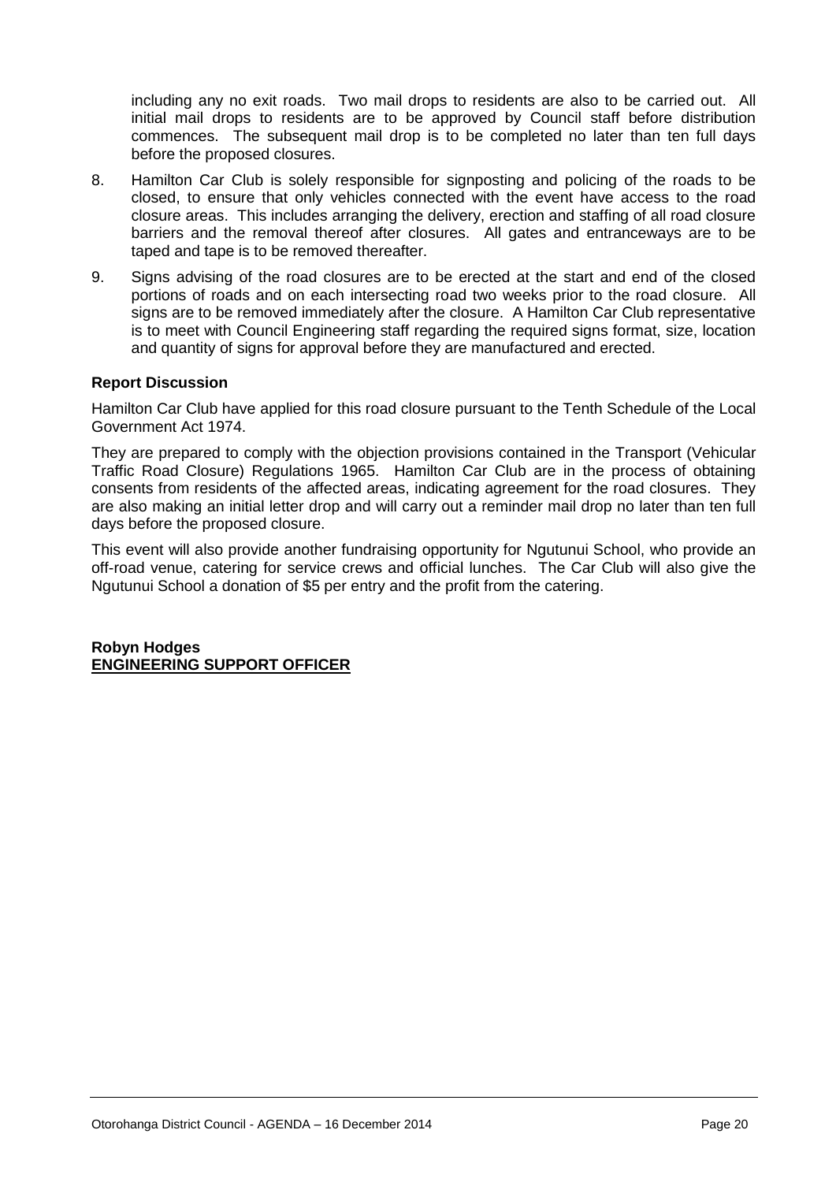including any no exit roads. Two mail drops to residents are also to be carried out. All initial mail drops to residents are to be approved by Council staff before distribution commences. The subsequent mail drop is to be completed no later than ten full days before the proposed closures.

8. Hamilton Car Club is solely responsible for signposting and policing of the roads to be closed, to ensure that only vehicles connected with the event have access to the road closure areas. This includes arranging the delivery, erection and staffing of all road closure barriers and the removal thereof after closures. All gates and entranceways are to be taped and tape is to be removed thereafter.

9. Signs advising of the road closures are to be erected at the start and end of the closed portions of roads and on each intersecting road two weeks prior to the road closure. All signs are to be removed immediately after the closure. A Hamilton Car Club representative is to meet with Council Engineering staff regarding the required signs format, size, location and quantity of signs for approval before they are manufactured and erected.

**Report Discussion**

Hamilton Car Club have applied for this road closure pursuant to the Tenth Schedule of the Local Government Act 1974.

They are prepared to comply with the objection provisions contained in the Transport (Vehicular Traffic Road Closure) Regulations 1965. Hamilton Car Club are in the process of obtaining consents from residents of the affected areas, indicating agreement for the road closures. They are also making an initial letter drop and will carry out a reminder mail drop no later than ten full days before the proposed closure.

This event will also provide another fundraising opportunity for Ngutunui School, who provide an off-road venue, catering for service crews and official lunches. The Car Club will also give the Ngutunui School a donation of $5 per entry and the profit from the catering.

**Robyn Hodges**
**<u>ENGINEERING SUPPORT OFFICER</u>**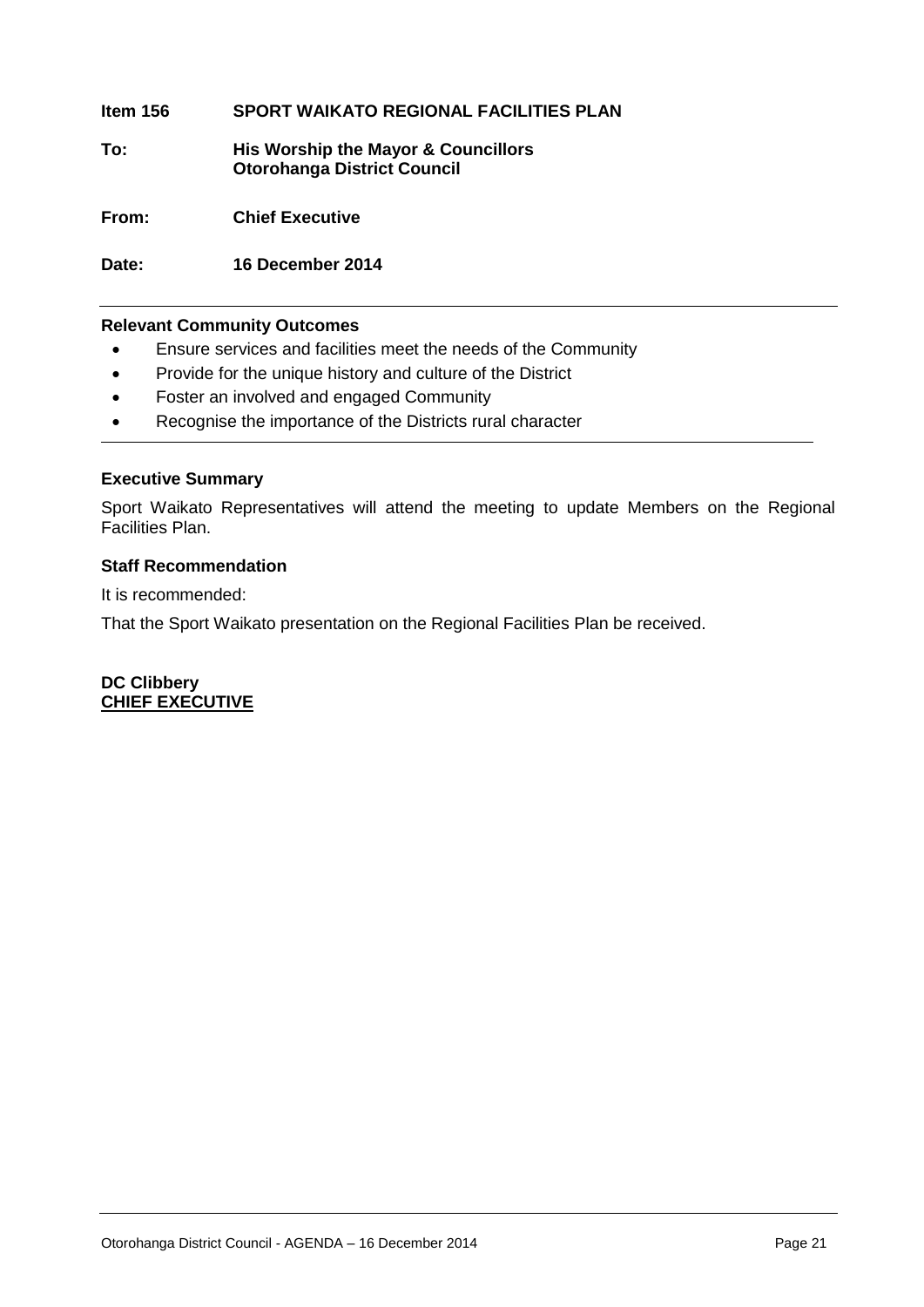**Item 156 SPORT WAIKATO REGIONAL FACILITIES PLAN**

**To: His Worship the Mayor & Councillors**
**Otorohanga District Council**

**From: Chief Executive**

**Date: 16 December 2014**

---

**Relevant Community Outcomes**

- Ensure services and facilities meet the needs of the Community
- Provide for the unique history and culture of the District
- Foster an involved and engaged Community
- Recognise the importance of the Districts rural character

---

**Executive Summary**

Sport Waikato Representatives will attend the meeting to update Members on the Regional Facilities Plan.

**Staff Recommendation**

It is recommended:

That the Sport Waikato presentation on the Regional Facilities Plan be received.

**DC Clibbery**
**CHIEF EXECUTIVE**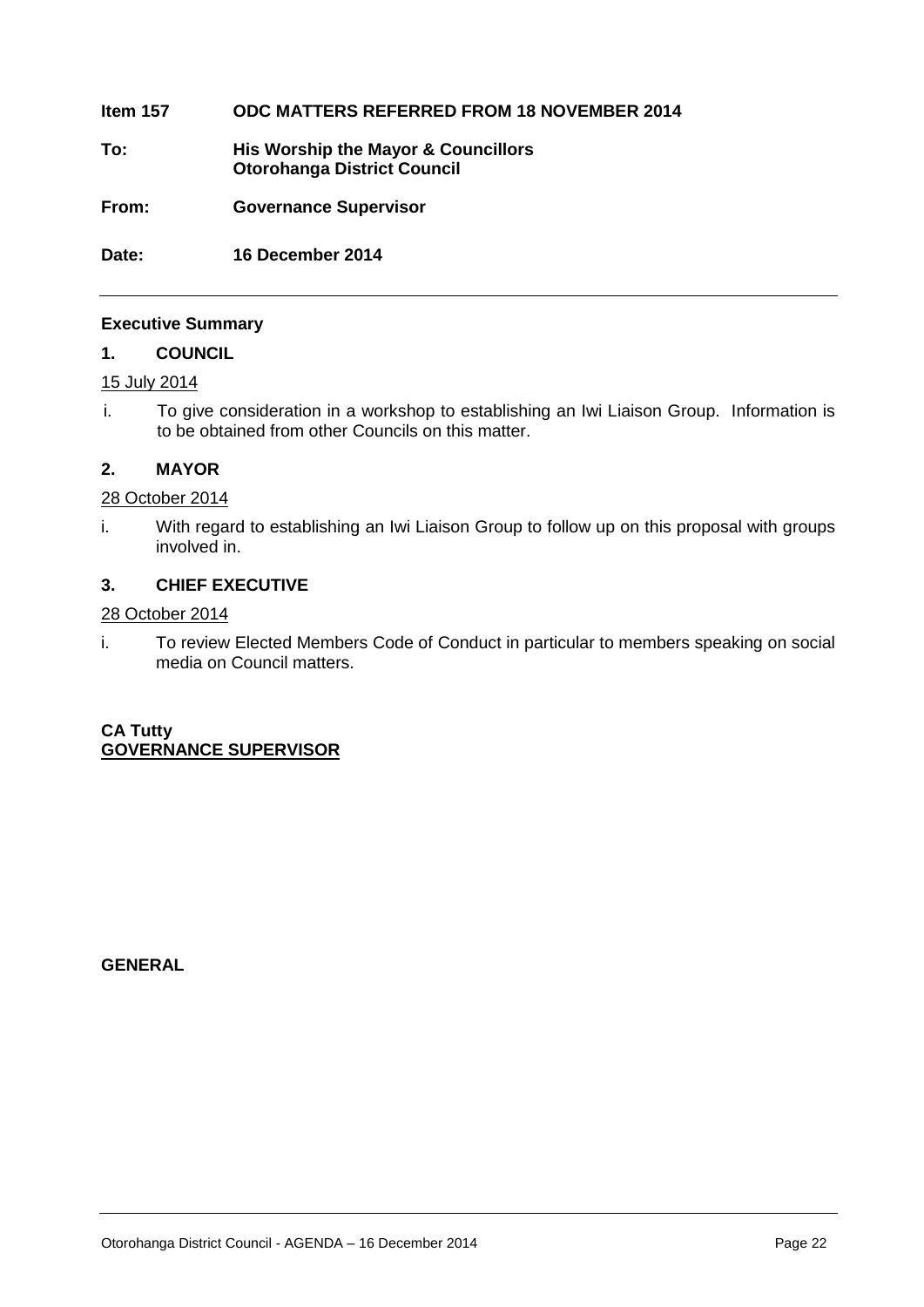**Item 157 ODC MATTERS REFERRED FROM 18 NOVEMBER 2014**

**To:** **His Worship the Mayor & Councillors**
**Otorohanga District Council**

**From:** **Governance Supervisor**

**Date:** **16 December 2014**

---

**Executive Summary**

## 1. COUNCIL

15 July 2014

i. To give consideration in a workshop to establishing an Iwi Liaison Group. Information is to be obtained from other Councils on this matter.

## 2. MAYOR

28 October 2014

i. With regard to establishing an Iwi Liaison Group to follow up on this proposal with groups involved in.

## 3. CHIEF EXECUTIVE

28 October 2014

i. To review Elected Members Code of Conduct in particular to members speaking on social media on Council matters.

**CA Tutty**
**GOVERNANCE SUPERVISOR**

**GENERAL**